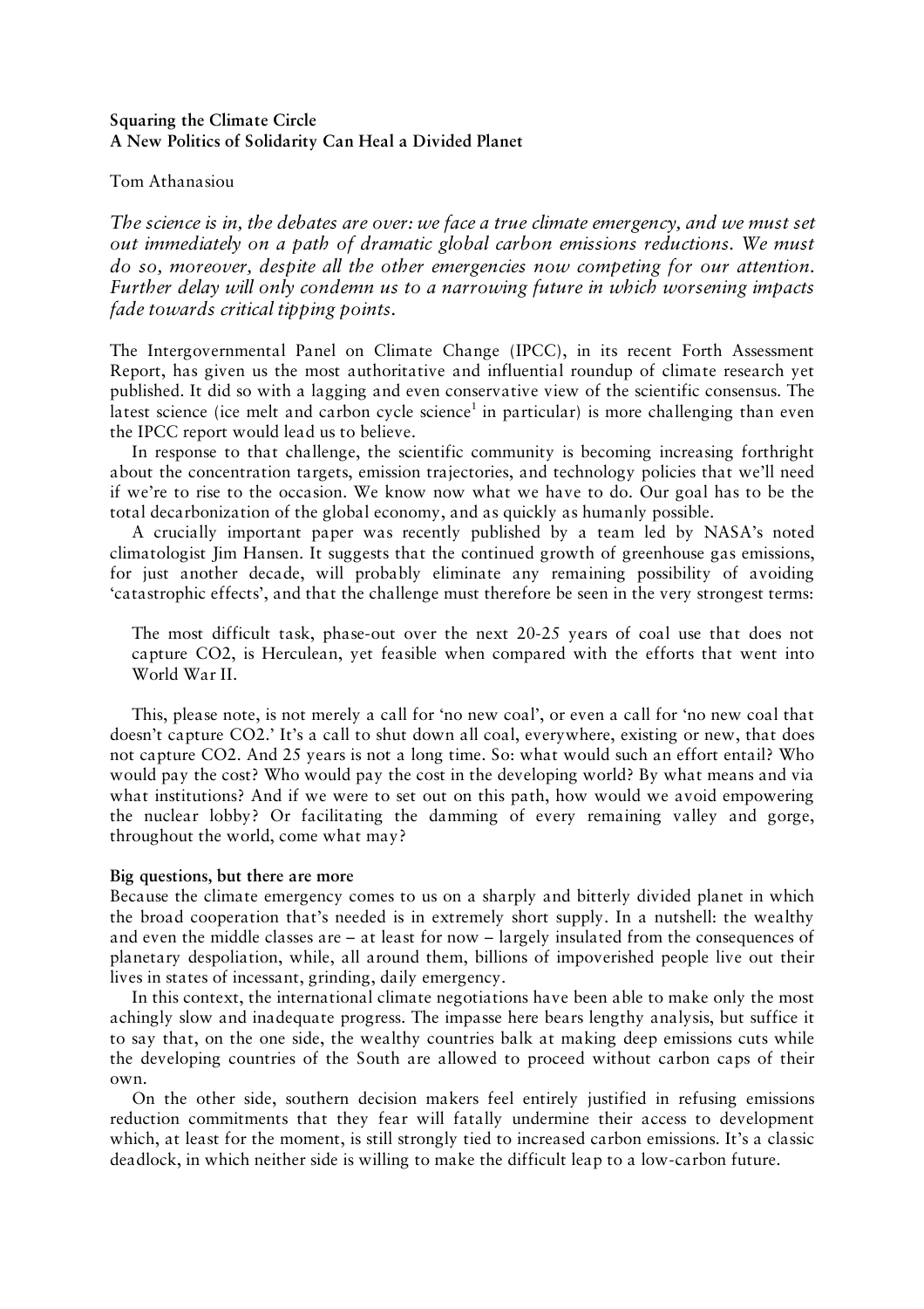**Squaring the Climate Circle**
**A New Politics of Solidarity Can Heal a Divided Planet**

Tom Athanasiou

*The science is in, the debates are over: we face a true climate emergency, and we must set out immediately on a path of dramatic global carbon emissions reductions. We must do so, moreover, despite all the other emergencies now competing for our attention. Further delay will only condemn us to a narrowing future in which worsening impacts fade towards critical tipping points.*

The Intergovernmental Panel on Climate Change (IPCC), in its recent Forth Assessment Report, has given us the most authoritative and influential roundup of climate research yet published. It did so with a lagging and even conservative view of the scientific consensus. The latest science (ice melt and carbon cycle science[1] in particular) is more challenging than even the IPCC report would lead us to believe.

In response to that challenge, the scientific community is becoming increasing forthright about the concentration targets, emission trajectories, and technology policies that we'll need if we're to rise to the occasion. We know now what we have to do. Our goal has to be the total decarbonization of the global economy, and as quickly as humanly possible.

A crucially important paper was recently published by a team led by NASA's noted climatologist Jim Hansen. It suggests that the continued growth of greenhouse gas emissions, for just another decade, will probably eliminate any remaining possibility of avoiding 'catastrophic effects', and that the challenge must therefore be seen in the very strongest terms:

> The most difficult task, phase-out over the next 20-25 years of coal use that does not capture CO2, is Herculean, yet feasible when compared with the efforts that went into World War II.

This, please note, is not merely a call for 'no new coal', or even a call for 'no new coal that doesn't capture CO2.' It's a call to shut down all coal, everywhere, existing or new, that does not capture CO2. And 25 years is not a long time. So: what would such an effort entail? Who would pay the cost? Who would pay the cost in the developing world? By what means and via what institutions? And if we were to set out on this path, how would we avoid empowering the nuclear lobby? Or facilitating the damming of every remaining valley and gorge, throughout the world, come what may?

**Big questions, but there are more**

Because the climate emergency comes to us on a sharply and bitterly divided planet in which the broad cooperation that's needed is in extremely short supply. In a nutshell: the wealthy and even the middle classes are – at least for now – largely insulated from the consequences of planetary despoliation, while, all around them, billions of impoverished people live out their lives in states of incessant, grinding, daily emergency.

In this context, the international climate negotiations have been able to make only the most achingly slow and inadequate progress. The impasse here bears lengthy analysis, but suffice it to say that, on the one side, the wealthy countries balk at making deep emissions cuts while the developing countries of the South are allowed to proceed without carbon caps of their own.

On the other side, southern decision makers feel entirely justified in refusing emissions reduction commitments that they fear will fatally undermine their access to development which, at least for the moment, is still strongly tied to increased carbon emissions. It's a classic deadlock, in which neither side is willing to make the difficult leap to a low-carbon future.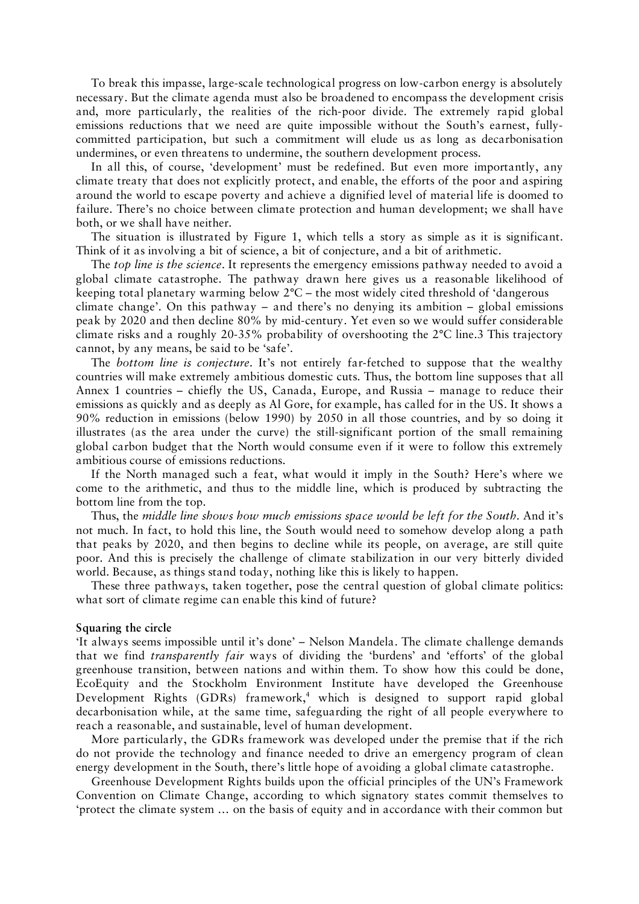To break this impasse, large-scale technological progress on low-carbon energy is absolutely necessary. But the climate agenda must also be broadened to encompass the development crisis and, more particularly, the realities of the rich-poor divide. The extremely rapid global emissions reductions that we need are quite impossible without the South's earnest, fully-committed participation, but such a commitment will elude us as long as decarbonisation undermines, or even threatens to undermine, the southern development process.

In all this, of course, 'development' must be redefined. But even more importantly, any climate treaty that does not explicitly protect, and enable, the efforts of the poor and aspiring around the world to escape poverty and achieve a dignified level of material life is doomed to failure. There's no choice between climate protection and human development; we shall have both, or we shall have neither.

The situation is illustrated by Figure 1, which tells a story as simple as it is significant. Think of it as involving a bit of science, a bit of conjecture, and a bit of arithmetic.

The *top line is the science*. It represents the emergency emissions pathway needed to avoid a global climate catastrophe. The pathway drawn here gives us a reasonable likelihood of keeping total planetary warming below 2°C – the most widely cited threshold of 'dangerous climate change'. On this pathway – and there's no denying its ambition – global emissions peak by 2020 and then decline 80% by mid-century. Yet even so we would suffer considerable climate risks and a roughly 20-35% probability of overshooting the 2°C line.3 This trajectory cannot, by any means, be said to be 'safe'.

The *bottom line is conjecture*. It's not entirely far-fetched to suppose that the wealthy countries will make extremely ambitious domestic cuts. Thus, the bottom line supposes that all Annex 1 countries – chiefly the US, Canada, Europe, and Russia – manage to reduce their emissions as quickly and as deeply as Al Gore, for example, has called for in the US. It shows a 90% reduction in emissions (below 1990) by 2050 in all those countries, and by so doing it illustrates (as the area under the curve) the still-significant portion of the small remaining global carbon budget that the North would consume even if it were to follow this extremely ambitious course of emissions reductions.

If the North managed such a feat, what would it imply in the South? Here's where we come to the arithmetic, and thus to the middle line, which is produced by subtracting the bottom line from the top.

Thus, the *middle line shows how much emissions space would be left for the South*. And it's not much. In fact, to hold this line, the South would need to somehow develop along a path that peaks by 2020, and then begins to decline while its people, on average, are still quite poor. And this is precisely the challenge of climate stabilization in our very bitterly divided world. Because, as things stand today, nothing like this is likely to happen.

These three pathways, taken together, pose the central question of global climate politics: what sort of climate regime can enable this kind of future?

**Squaring the circle**

'It always seems impossible until it's done' – Nelson Mandela. The climate challenge demands that we find *transparently fair* ways of dividing the 'burdens' and 'efforts' of the global greenhouse transition, between nations and within them. To show how this could be done, EcoEquity and the Stockholm Environment Institute have developed the Greenhouse Development Rights (GDRs) framework,[4] which is designed to support rapid global decarbonisation while, at the same time, safeguarding the right of all people everywhere to reach a reasonable, and sustainable, level of human development.

More particularly, the GDRs framework was developed under the premise that if the rich do not provide the technology and finance needed to drive an emergency program of clean energy development in the South, there's little hope of avoiding a global climate catastrophe.

Greenhouse Development Rights builds upon the official principles of the UN's Framework Convention on Climate Change, according to which signatory states commit themselves to 'protect the climate system … on the basis of equity and in accordance with their common but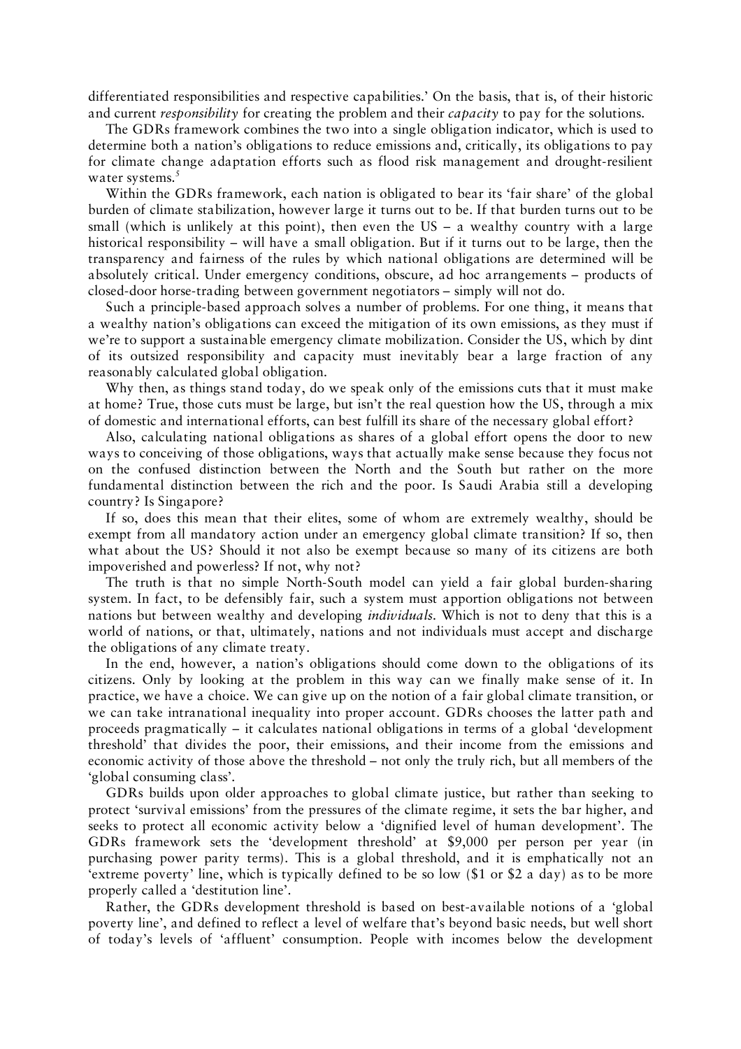differentiated responsibilities and respective capabilities.' On the basis, that is, of their historic and current *responsibility* for creating the problem and their *capacity* to pay for the solutions.

The GDRs framework combines the two into a single obligation indicator, which is used to determine both a nation's obligations to reduce emissions and, critically, its obligations to pay for climate change adaptation efforts such as flood risk management and drought-resilient water systems.[5]

Within the GDRs framework, each nation is obligated to bear its 'fair share' of the global burden of climate stabilization, however large it turns out to be. If that burden turns out to be small (which is unlikely at this point), then even the US – a wealthy country with a large historical responsibility – will have a small obligation. But if it turns out to be large, then the transparency and fairness of the rules by which national obligations are determined will be absolutely critical. Under emergency conditions, obscure, ad hoc arrangements – products of closed-door horse-trading between government negotiators – simply will not do.

Such a principle-based approach solves a number of problems. For one thing, it means that a wealthy nation's obligations can exceed the mitigation of its own emissions, as they must if we're to support a sustainable emergency climate mobilization. Consider the US, which by dint of its outsized responsibility and capacity must inevitably bear a large fraction of any reasonably calculated global obligation.

Why then, as things stand today, do we speak only of the emissions cuts that it must make at home? True, those cuts must be large, but isn't the real question how the US, through a mix of domestic and international efforts, can best fulfill its share of the necessary global effort?

Also, calculating national obligations as shares of a global effort opens the door to new ways to conceiving of those obligations, ways that actually make sense because they focus not on the confused distinction between the North and the South but rather on the more fundamental distinction between the rich and the poor. Is Saudi Arabia still a developing country? Is Singapore?

If so, does this mean that their elites, some of whom are extremely wealthy, should be exempt from all mandatory action under an emergency global climate transition? If so, then what about the US? Should it not also be exempt because so many of its citizens are both impoverished and powerless? If not, why not?

The truth is that no simple North-South model can yield a fair global burden-sharing system. In fact, to be defensibly fair, such a system must apportion obligations not between nations but between wealthy and developing *individuals*. Which is not to deny that this is a world of nations, or that, ultimately, nations and not individuals must accept and discharge the obligations of any climate treaty.

In the end, however, a nation's obligations should come down to the obligations of its citizens. Only by looking at the problem in this way can we finally make sense of it. In practice, we have a choice. We can give up on the notion of a fair global climate transition, or we can take intranational inequality into proper account. GDRs chooses the latter path and proceeds pragmatically – it calculates national obligations in terms of a global 'development threshold' that divides the poor, their emissions, and their income from the emissions and economic activity of those above the threshold – not only the truly rich, but all members of the 'global consuming class'.

GDRs builds upon older approaches to global climate justice, but rather than seeking to protect 'survival emissions' from the pressures of the climate regime, it sets the bar higher, and seeks to protect all economic activity below a 'dignified level of human development'. The GDRs framework sets the 'development threshold' at $9,000 per person per year (in purchasing power parity terms). This is a global threshold, and it is emphatically not an 'extreme poverty' line, which is typically defined to be so low ($1 or $2 a day) as to be more properly called a 'destitution line'.

Rather, the GDRs development threshold is based on best-available notions of a 'global poverty line', and defined to reflect a level of welfare that's beyond basic needs, but well short of today's levels of 'affluent' consumption. People with incomes below the development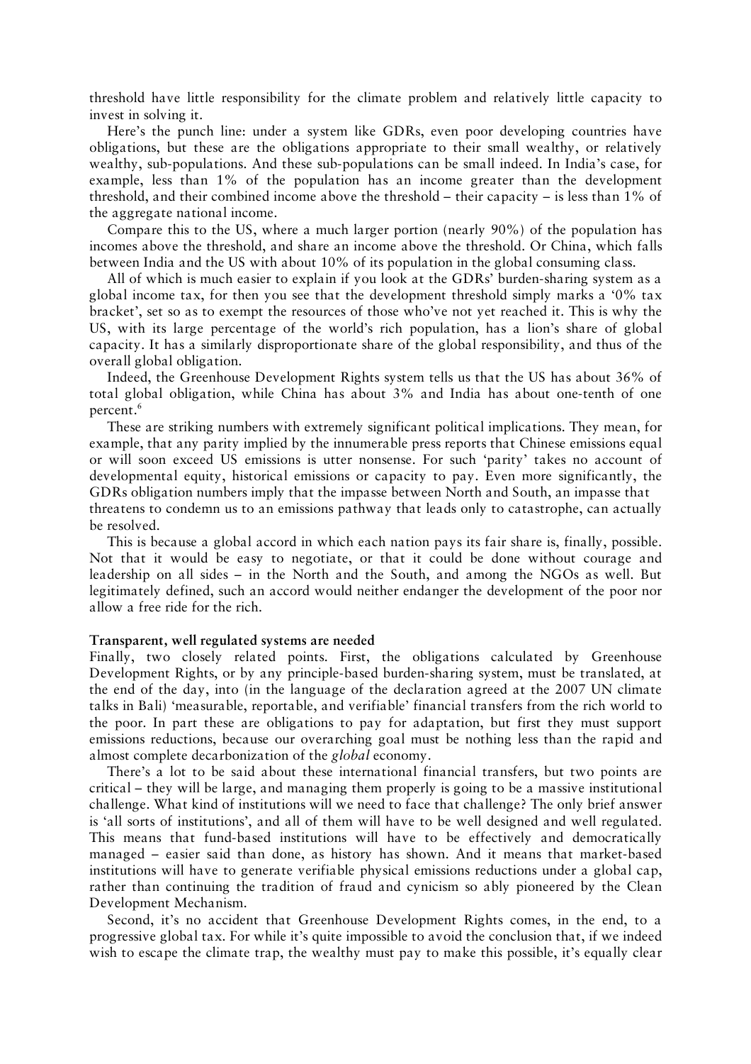threshold have little responsibility for the climate problem and relatively little capacity to invest in solving it.

Here's the punch line: under a system like GDRs, even poor developing countries have obligations, but these are the obligations appropriate to their small wealthy, or relatively wealthy, sub-populations. And these sub-populations can be small indeed. In India's case, for example, less than 1% of the population has an income greater than the development threshold, and their combined income above the threshold – their capacity – is less than 1% of the aggregate national income.

Compare this to the US, where a much larger portion (nearly 90%) of the population has incomes above the threshold, and share an income above the threshold. Or China, which falls between India and the US with about 10% of its population in the global consuming class.

All of which is much easier to explain if you look at the GDRs' burden-sharing system as a global income tax, for then you see that the development threshold simply marks a '0% tax bracket', set so as to exempt the resources of those who've not yet reached it. This is why the US, with its large percentage of the world's rich population, has a lion's share of global capacity. It has a similarly disproportionate share of the global responsibility, and thus of the overall global obligation.

Indeed, the Greenhouse Development Rights system tells us that the US has about 36% of total global obligation, while China has about 3% and India has about one-tenth of one percent.[6]

These are striking numbers with extremely significant political implications. They mean, for example, that any parity implied by the innumerable press reports that Chinese emissions equal or will soon exceed US emissions is utter nonsense. For such 'parity' takes no account of developmental equity, historical emissions or capacity to pay. Even more significantly, the GDRs obligation numbers imply that the impasse between North and South, an impasse that threatens to condemn us to an emissions pathway that leads only to catastrophe, can actually be resolved.

This is because a global accord in which each nation pays its fair share is, finally, possible. Not that it would be easy to negotiate, or that it could be done without courage and leadership on all sides – in the North and the South, and among the NGOs as well. But legitimately defined, such an accord would neither endanger the development of the poor nor allow a free ride for the rich.

**Transparent, well regulated systems are needed**

Finally, two closely related points. First, the obligations calculated by Greenhouse Development Rights, or by any principle-based burden-sharing system, must be translated, at the end of the day, into (in the language of the declaration agreed at the 2007 UN climate talks in Bali) 'measurable, reportable, and verifiable' financial transfers from the rich world to the poor. In part these are obligations to pay for adaptation, but first they must support emissions reductions, because our overarching goal must be nothing less than the rapid and almost complete decarbonization of the *global* economy.

There's a lot to be said about these international financial transfers, but two points are critical – they will be large, and managing them properly is going to be a massive institutional challenge. What kind of institutions will we need to face that challenge? The only brief answer is 'all sorts of institutions', and all of them will have to be well designed and well regulated. This means that fund-based institutions will have to be effectively and democratically managed – easier said than done, as history has shown. And it means that market-based institutions will have to generate verifiable physical emissions reductions under a global cap, rather than continuing the tradition of fraud and cynicism so ably pioneered by the Clean Development Mechanism.

Second, it's no accident that Greenhouse Development Rights comes, in the end, to a progressive global tax. For while it's quite impossible to avoid the conclusion that, if we indeed wish to escape the climate trap, the wealthy must pay to make this possible, it's equally clear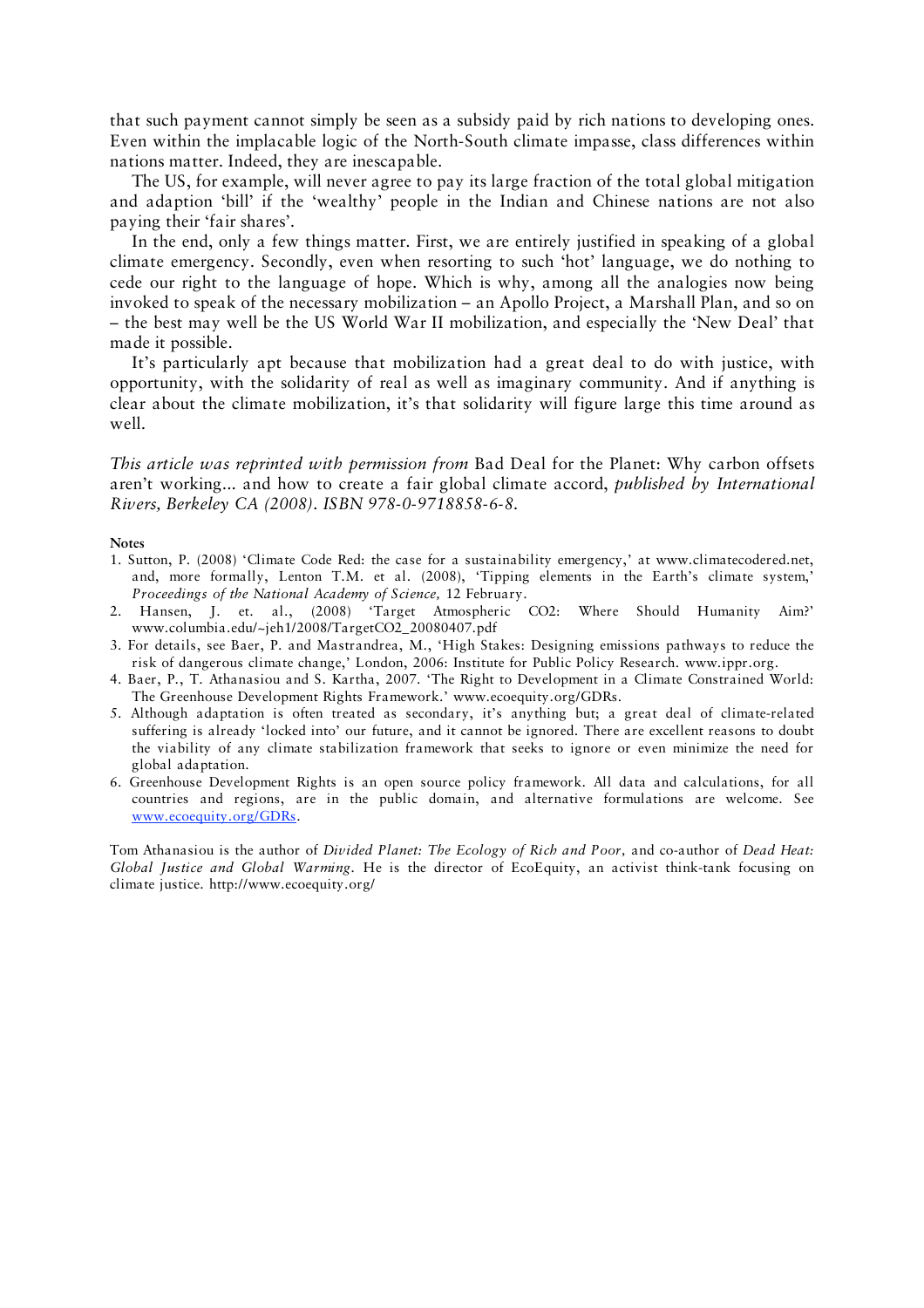that such payment cannot simply be seen as a subsidy paid by rich nations to developing ones. Even within the implacable logic of the North-South climate impasse, class differences within nations matter. Indeed, they are inescapable.

The US, for example, will never agree to pay its large fraction of the total global mitigation and adaption 'bill' if the 'wealthy' people in the Indian and Chinese nations are not also paying their 'fair shares'.

In the end, only a few things matter. First, we are entirely justified in speaking of a global climate emergency. Secondly, even when resorting to such 'hot' language, we do nothing to cede our right to the language of hope. Which is why, among all the analogies now being invoked to speak of the necessary mobilization – an Apollo Project, a Marshall Plan, and so on – the best may well be the US World War II mobilization, and especially the 'New Deal' that made it possible.

It's particularly apt because that mobilization had a great deal to do with justice, with opportunity, with the solidarity of real as well as imaginary community. And if anything is clear about the climate mobilization, it's that solidarity will figure large this time around as well.

*This article was reprinted with permission from* Bad Deal for the Planet: Why carbon offsets aren't working... and how to create a fair global climate accord, *published by International Rivers, Berkeley CA (2008). ISBN 978-0-9718858-6-8.*

**Notes**

1. Sutton, P. (2008) 'Climate Code Red: the case for a sustainability emergency,' at www.climatecodered.net, and, more formally, Lenton T.M. et al. (2008), 'Tipping elements in the Earth's climate system,' *Proceedings of the National Academy of Science,* 12 February.
2. Hansen, J. et. al., (2008) 'Target Atmospheric CO2: Where Should Humanity Aim?' www.columbia.edu/~jeh1/2008/TargetCO2_20080407.pdf
3. For details, see Baer, P. and Mastrandrea, M., 'High Stakes: Designing emissions pathways to reduce the risk of dangerous climate change,' London, 2006: Institute for Public Policy Research. www.ippr.org.
4. Baer, P., T. Athanasiou and S. Kartha, 2007. 'The Right to Development in a Climate Constrained World: The Greenhouse Development Rights Framework.' www.ecoequity.org/GDRs.
5. Although adaptation is often treated as secondary, it's anything but; a great deal of climate-related suffering is already 'locked into' our future, and it cannot be ignored. There are excellent reasons to doubt the viability of any climate stabilization framework that seeks to ignore or even minimize the need for global adaptation.
6. Greenhouse Development Rights is an open source policy framework. All data and calculations, for all countries and regions, are in the public domain, and alternative formulations are welcome. See www.ecoequity.org/GDRs.

Tom Athanasiou is the author of *Divided Planet: The Ecology of Rich and Poor,* and co-author of *Dead Heat: Global Justice and Global Warming.* He is the director of EcoEquity, an activist think-tank focusing on climate justice. http://www.ecoequity.org/